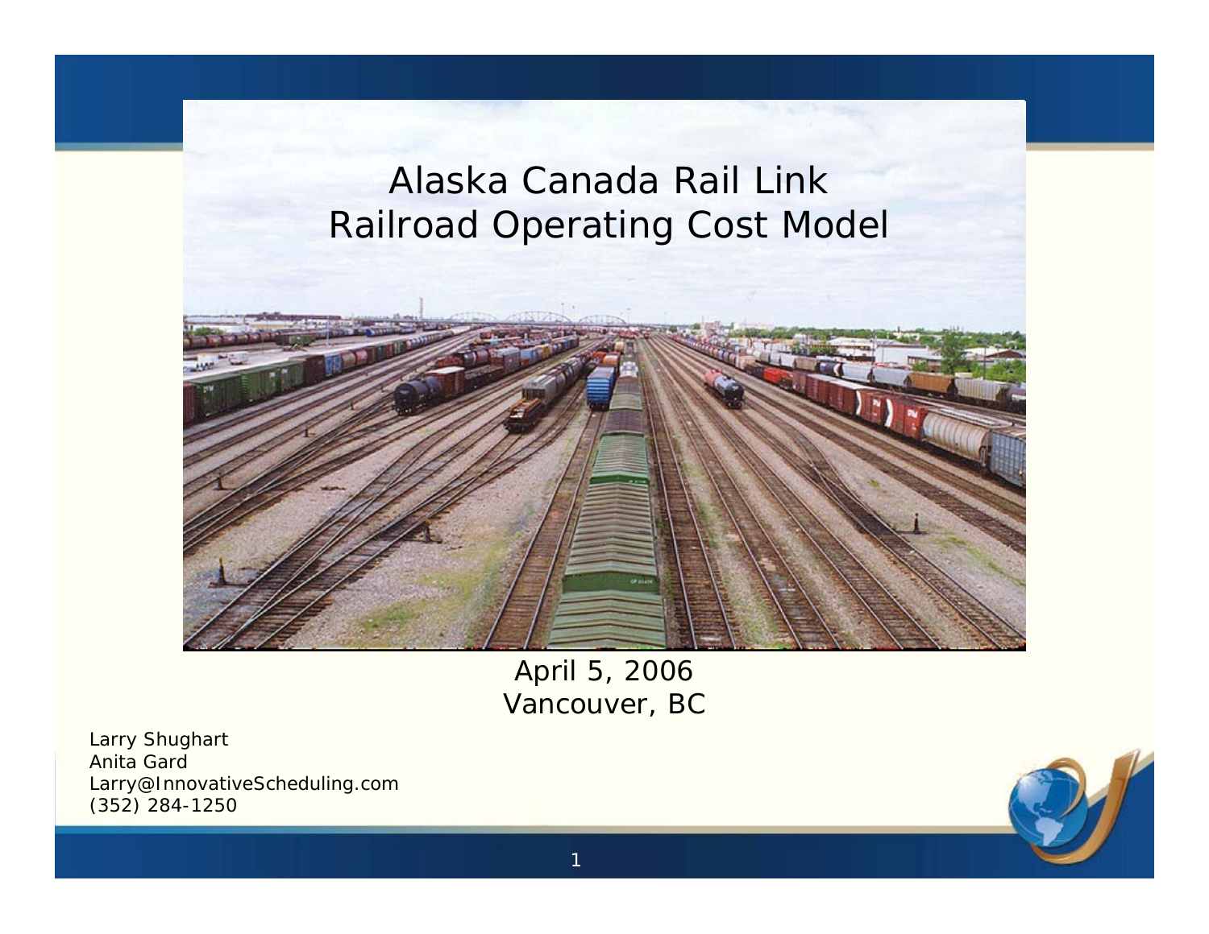# Alaska Canada Rail Link
# Railroad Operating Cost Model

April 5, 2006
Vancouver, BC

Larry Shughart
Anita Gard
Larry@InnovativeScheduling.com
(352) 284-1250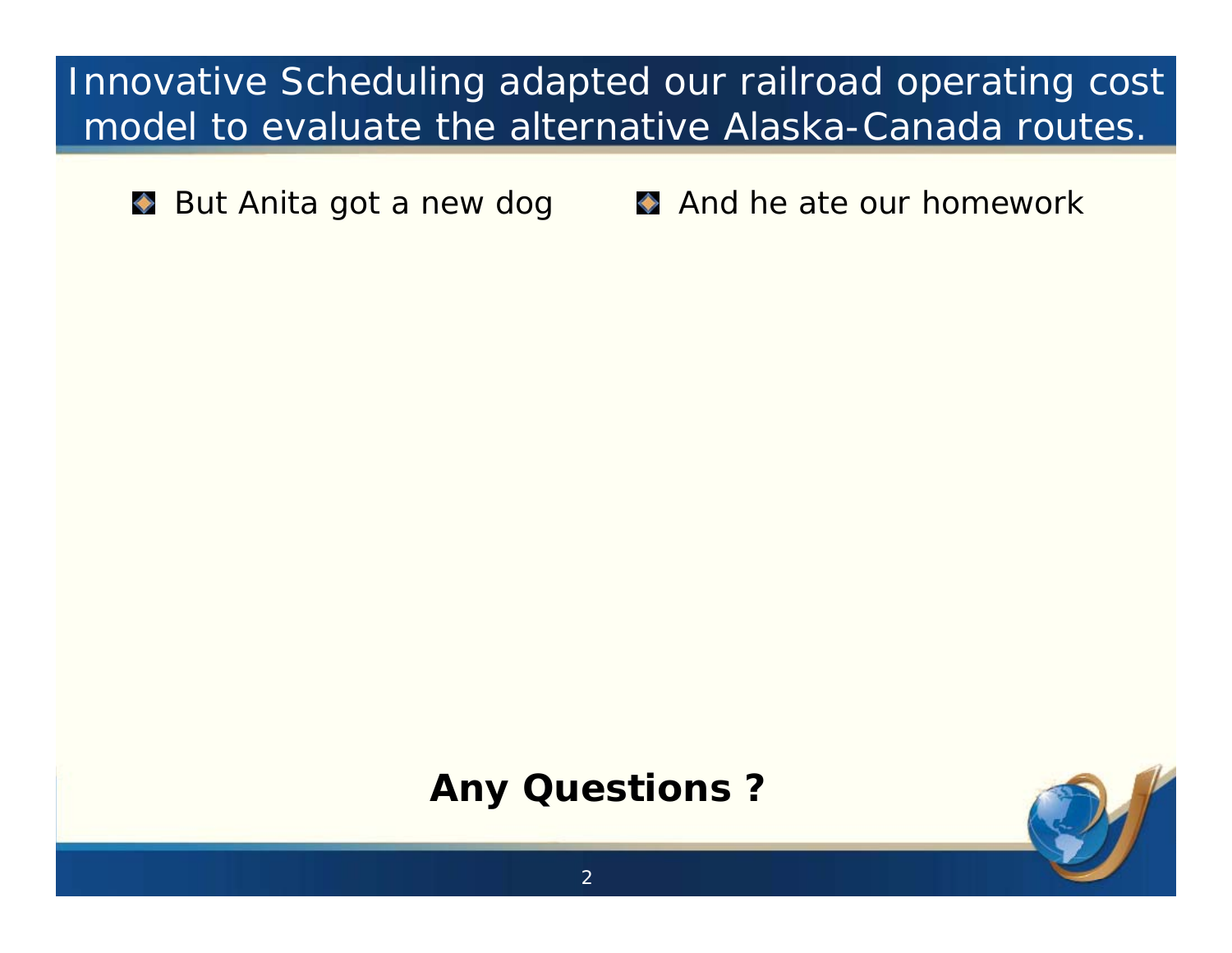# Innovative Scheduling adapted our railroad operating cost model to evaluate the alternative Alaska-Canada routes.

- But Anita got a new dog
- And he ate our homework

**Any Questions ?**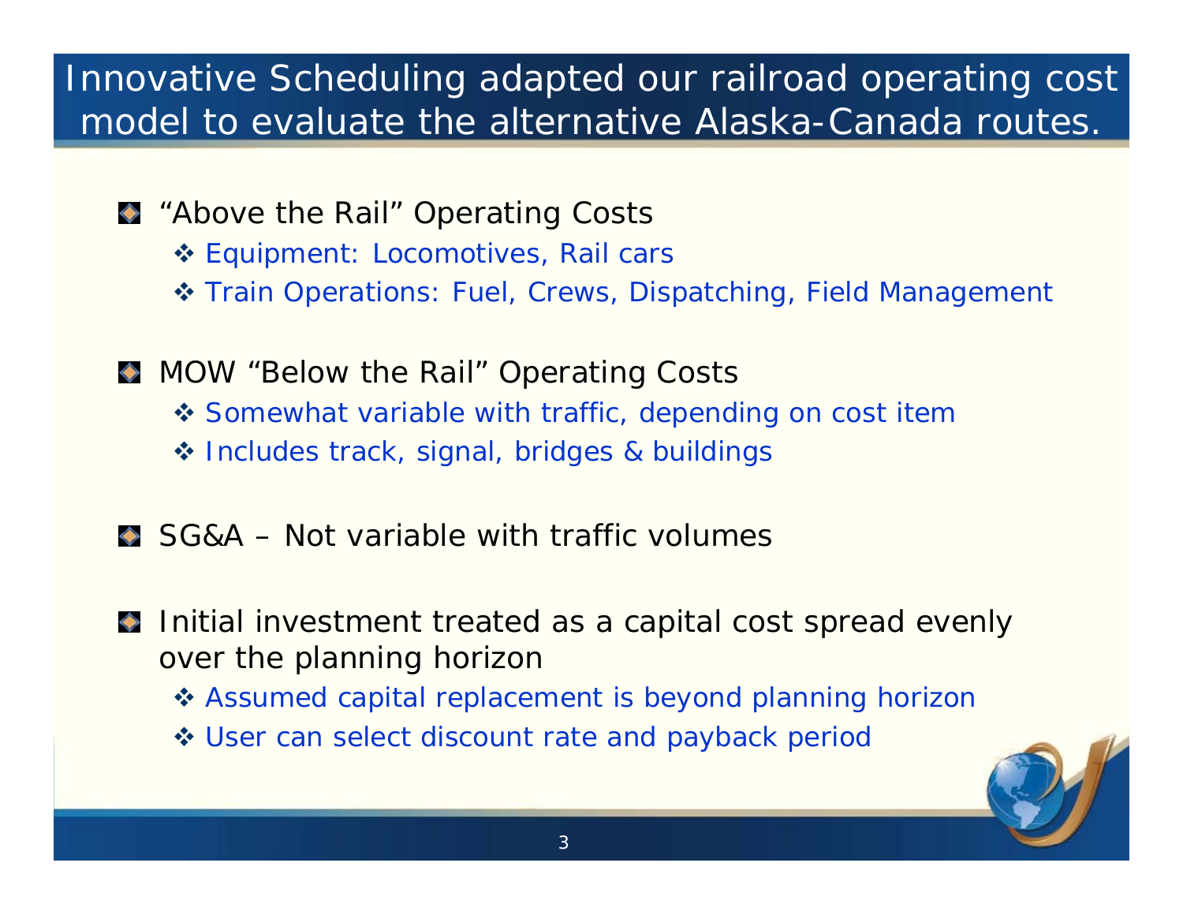# Innovative Scheduling adapted our railroad operating cost model to evaluate the alternative Alaska-Canada routes.

- "Above the Rail" Operating Costs
  - Equipment: Locomotives, Rail cars
  - Train Operations: Fuel, Crews, Dispatching, Field Management
- MOW "Below the Rail" Operating Costs
  - Somewhat variable with traffic, depending on cost item
  - Includes track, signal, bridges & buildings
- SG&A – Not variable with traffic volumes
- Initial investment treated as a capital cost spread evenly over the planning horizon
  - Assumed capital replacement is beyond planning horizon
  - User can select discount rate and payback period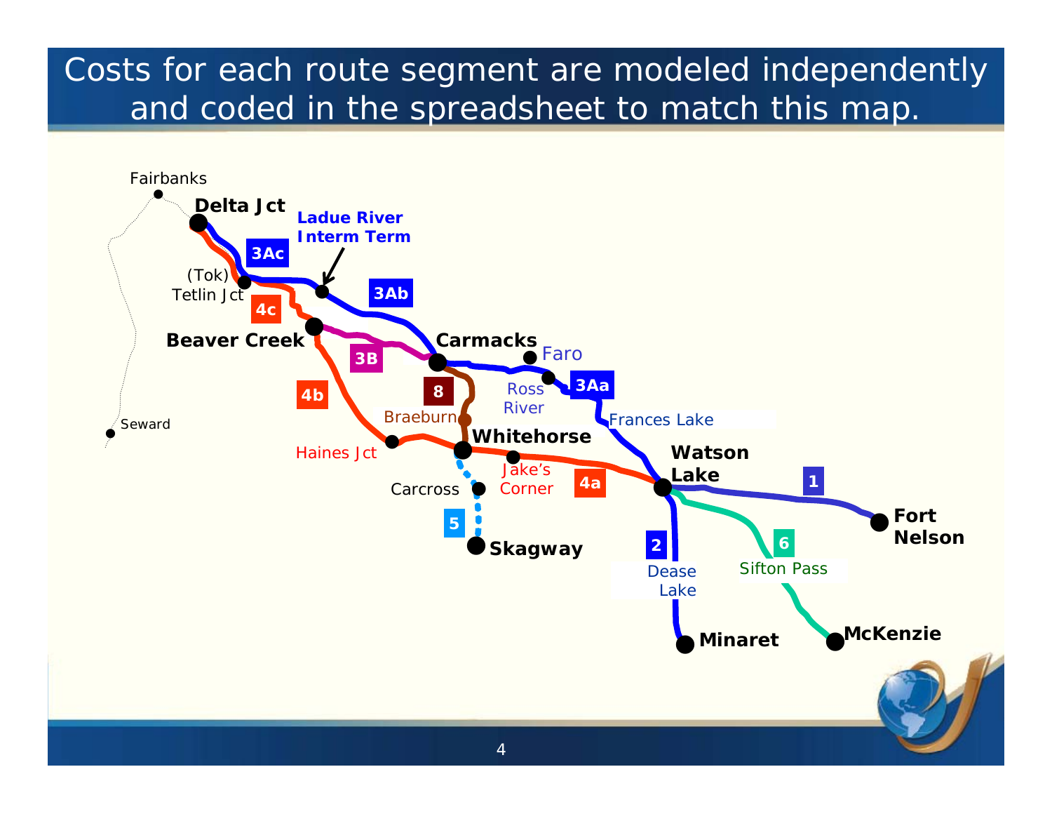# Costs for each route segment are modeled independently and coded in the spreadsheet to match this map.

Fairbanks

**Delta Jct**

**Ladue River Interm Term**

3Ac

(Tok) Tetlin Jct

3Ab

4c

**Beaver Creek**

3B

**Carmacks**

Faro

Ross River

3Aa

8

4b

Seward

Braeburn

Frances Lake

Haines Jct

**Whitehorse**

**Watson Lake**

Jake's Corner

4a

Carcross

1

**Fort Nelson**

5

2

6

**Skagway**

Dease Lake

Sifton Pass

**Minaret**

**McKenzie**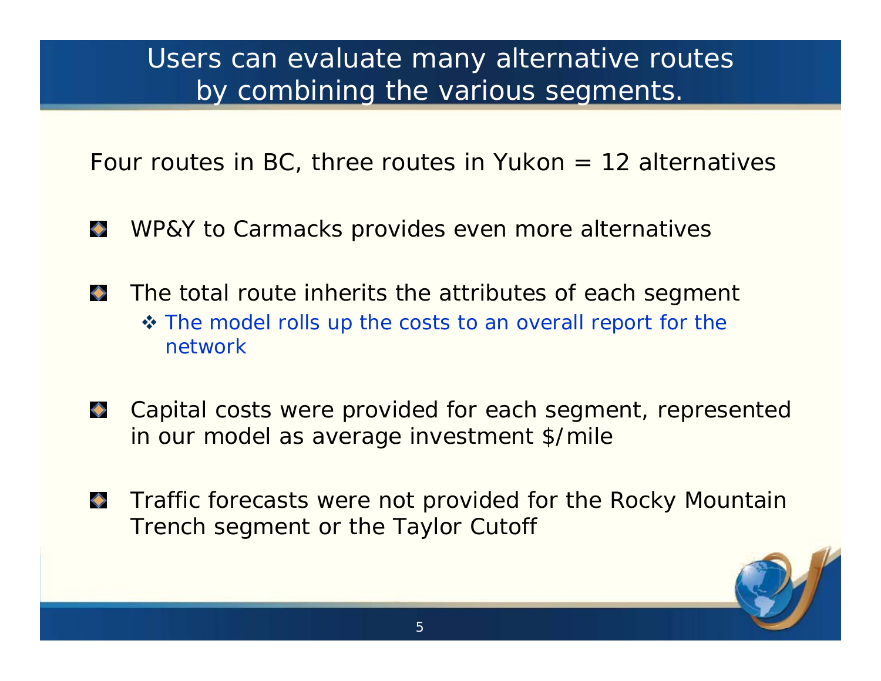# Users can evaluate many alternative routes by combining the various segments.

Four routes in BC, three routes in Yukon = 12 alternatives

- WP&Y to Carmacks provides even more alternatives
- The total route inherits the attributes of each segment
  - The model rolls up the costs to an overall report for the network
- Capital costs were provided for each segment, represented in our model as average investment $/mile
- Traffic forecasts were not provided for the Rocky Mountain Trench segment or the Taylor Cutoff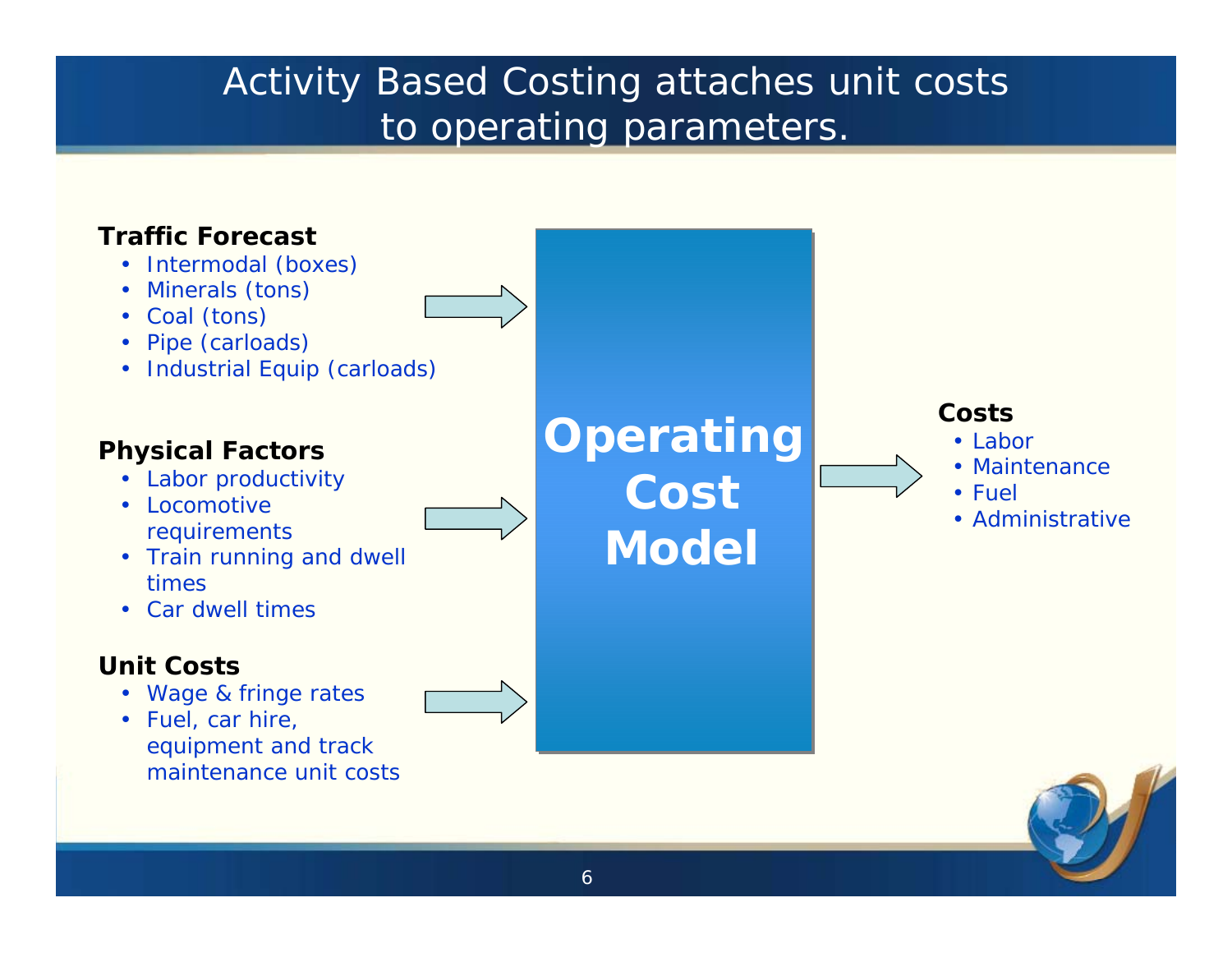# Activity Based Costing attaches unit costs to operating parameters.

**Traffic Forecast**

- Intermodal (boxes)
- Minerals (tons)
- Coal (tons)
- Pipe (carloads)
- Industrial Equip (carloads)

**Physical Factors**

- Labor productivity
- Locomotive requirements
- Train running and dwell times
- Car dwell times

**Unit Costs**

- Wage & fringe rates
- Fuel, car hire, equipment and track maintenance unit costs

**Operating Cost Model**

**Costs**

- Labor
- Maintenance
- Fuel
- Administrative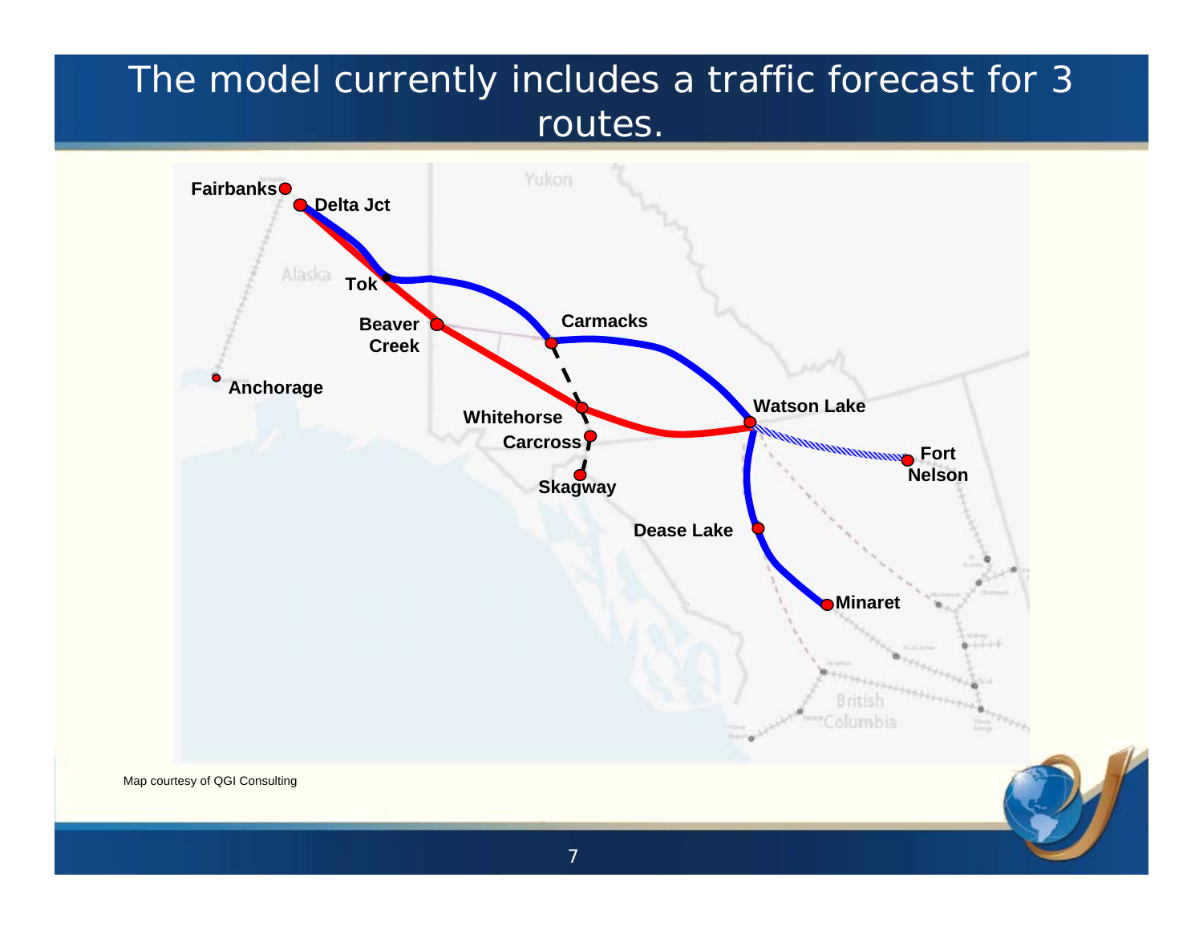# The model currently includes a traffic forecast for 3 routes.

Fairbanks

Delta Jct

Tok

Beaver Creek

Carmacks

Anchorage

Whitehorse

Carcross

Skagway

Watson Lake

Fort Nelson

Dease Lake

Minaret

Map courtesy of QGI Consulting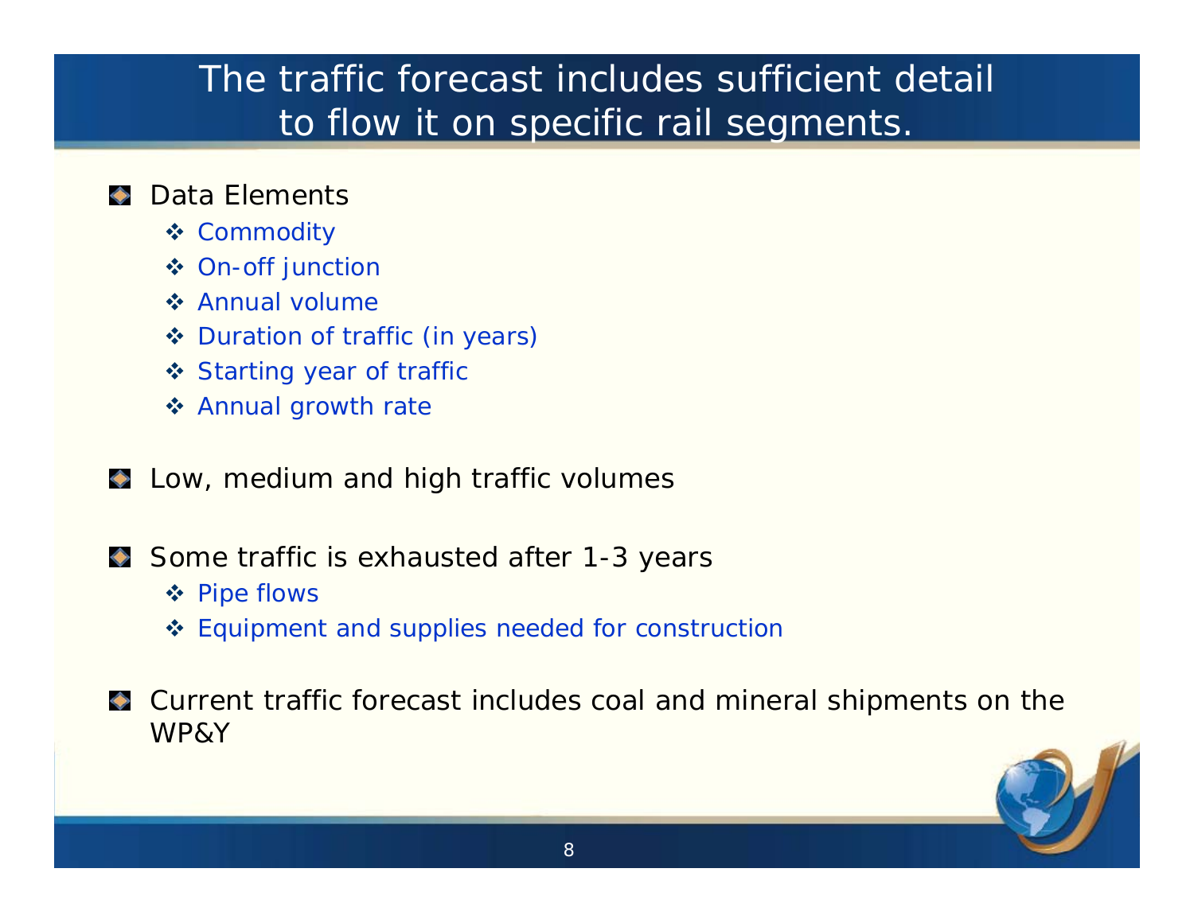# The traffic forecast includes sufficient detail to flow it on specific rail segments.

- Data Elements
  - Commodity
  - On-off junction
  - Annual volume
  - Duration of traffic (in years)
  - Starting year of traffic
  - Annual growth rate

- Low, medium and high traffic volumes

- Some traffic is exhausted after 1-3 years
  - Pipe flows
  - Equipment and supplies needed for construction

- Current traffic forecast includes coal and mineral shipments on the WP&Y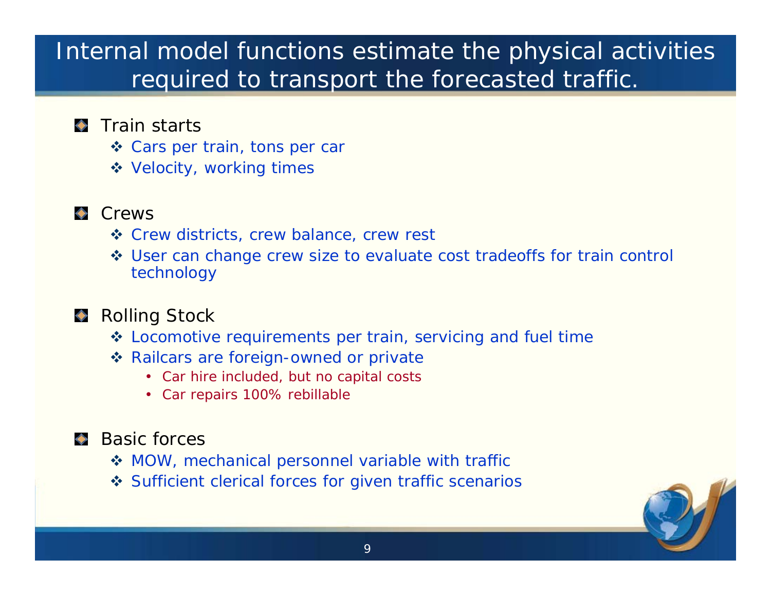# Internal model functions estimate the physical activities required to transport the forecasted traffic.

- Train starts
  - Cars per train, tons per car
  - Velocity, working times
- Crews
  - Crew districts, crew balance, crew rest
  - User can change crew size to evaluate cost tradeoffs for train control technology
- Rolling Stock
  - Locomotive requirements per train, servicing and fuel time
  - Railcars are foreign-owned or private
    - Car hire included, but no capital costs
    - Car repairs 100% rebillable
- Basic forces
  - MOW, mechanical personnel variable with traffic
  - Sufficient clerical forces for given traffic scenarios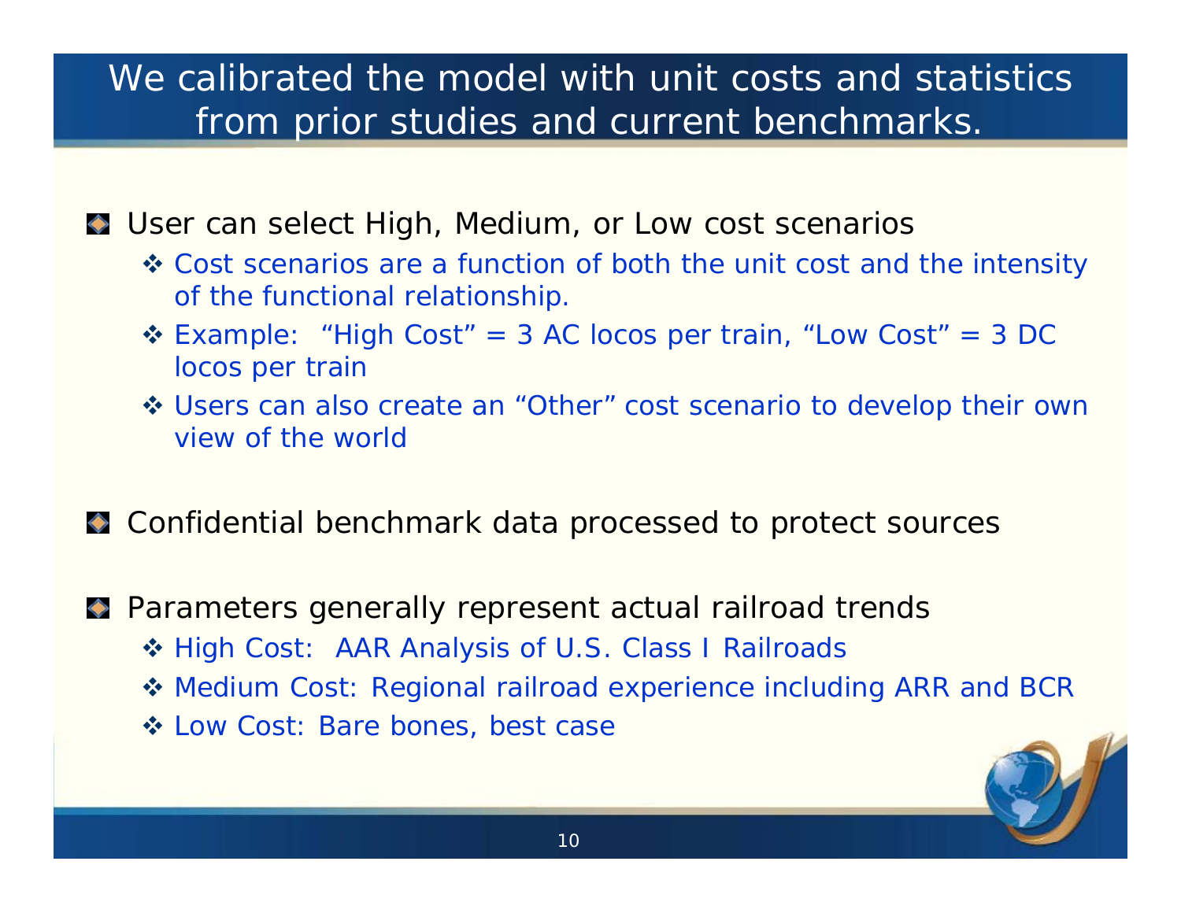# We calibrated the model with unit costs and statistics from prior studies and current benchmarks.

- User can select High, Medium, or Low cost scenarios
  - Cost scenarios are a function of both the unit cost and the intensity of the functional relationship.
  - Example: "High Cost" = 3 AC locos per train, "Low Cost" = 3 DC locos per train
  - Users can also create an "Other" cost scenario to develop their own view of the world

- Confidential benchmark data processed to protect sources

- Parameters generally represent actual railroad trends
  - High Cost: AAR Analysis of U.S. Class I Railroads
  - Medium Cost: Regional railroad experience including ARR and BCR
  - Low Cost: Bare bones, best case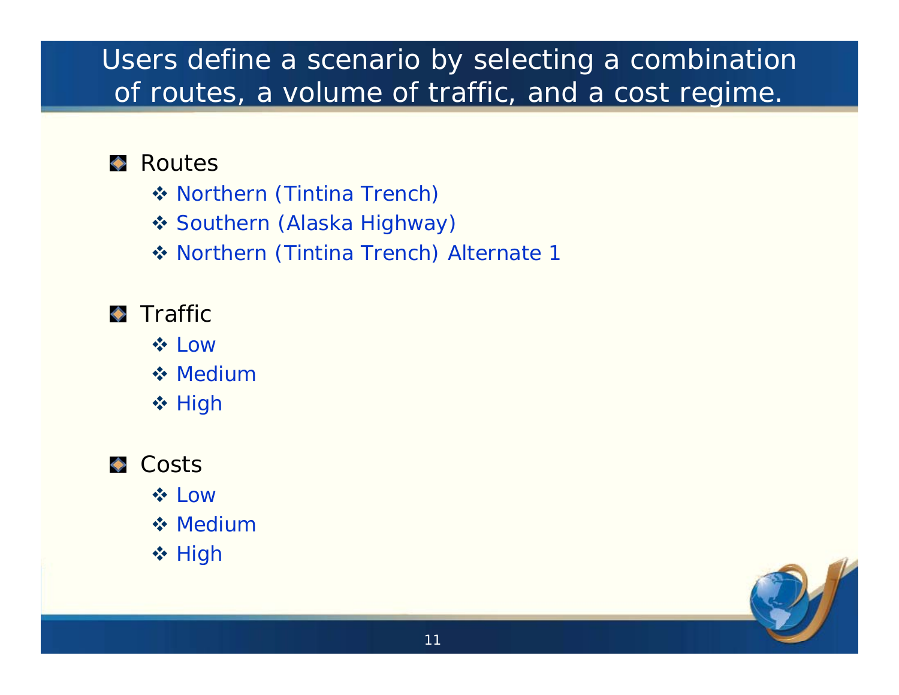# Users define a scenario by selecting a combination of routes, a volume of traffic, and a cost regime.

- Routes
  - Northern (Tintina Trench)
  - Southern (Alaska Highway)
  - Northern (Tintina Trench) Alternate 1
- Traffic
  - Low
  - Medium
  - High
- Costs
  - Low
  - Medium
  - High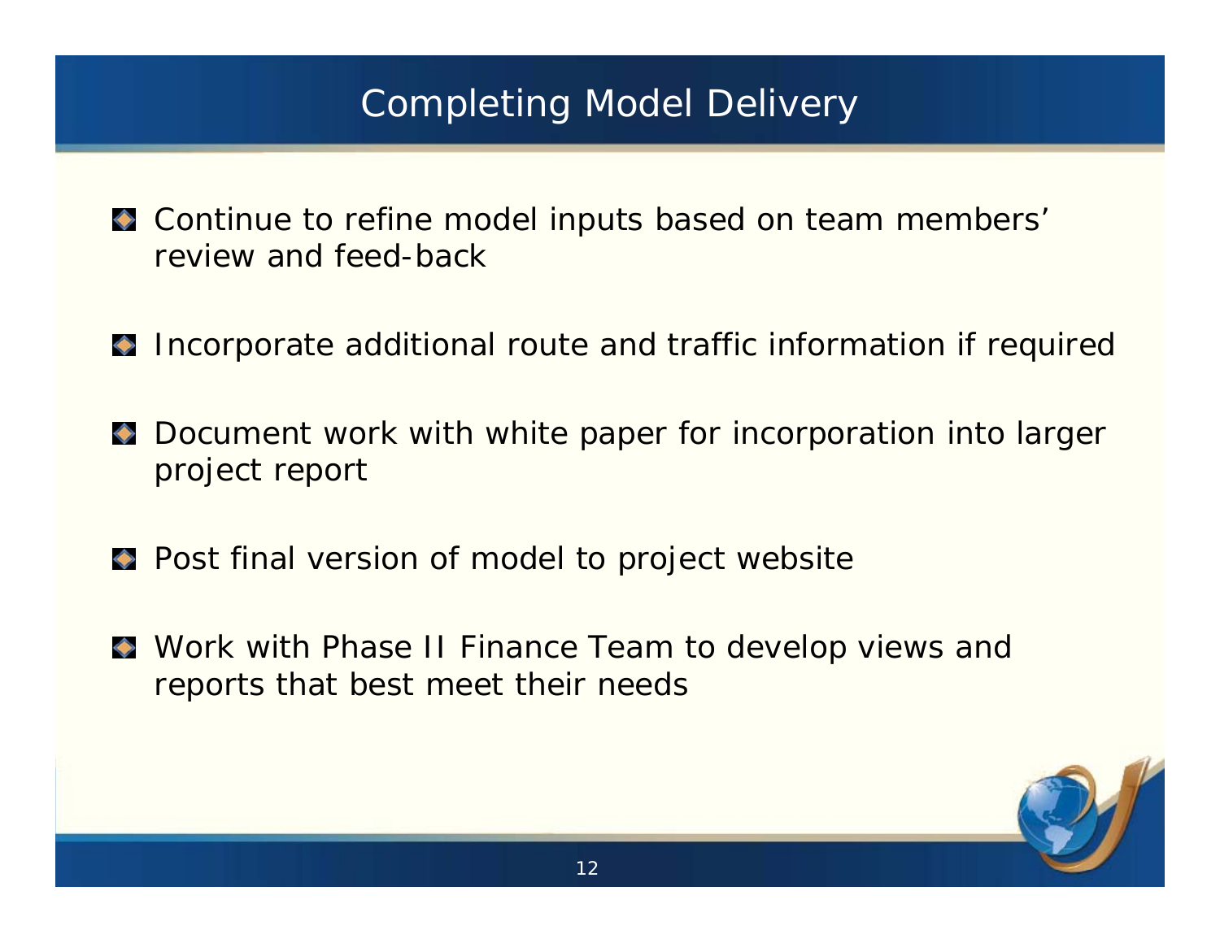# Completing Model Delivery

- Continue to refine model inputs based on team members' review and feed-back
- Incorporate additional route and traffic information if required
- Document work with white paper for incorporation into larger project report
- Post final version of model to project website
- Work with Phase II Finance Team to develop views and reports that best meet their needs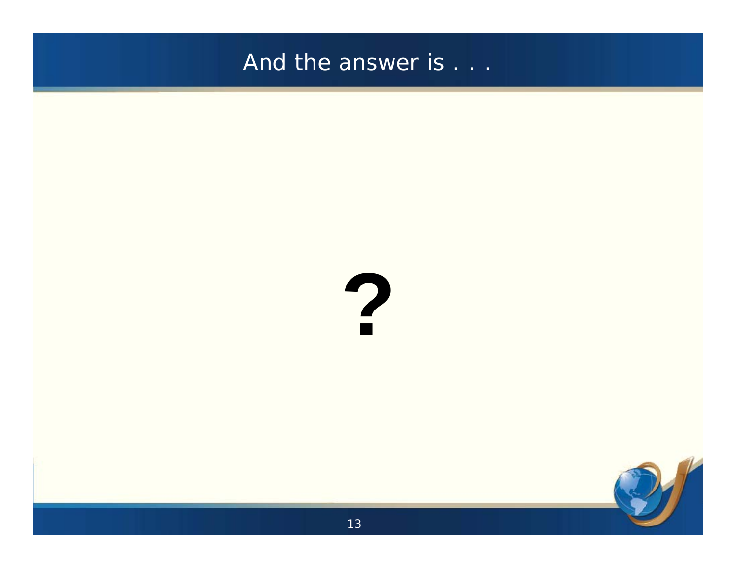# And the answer is . . .

**?**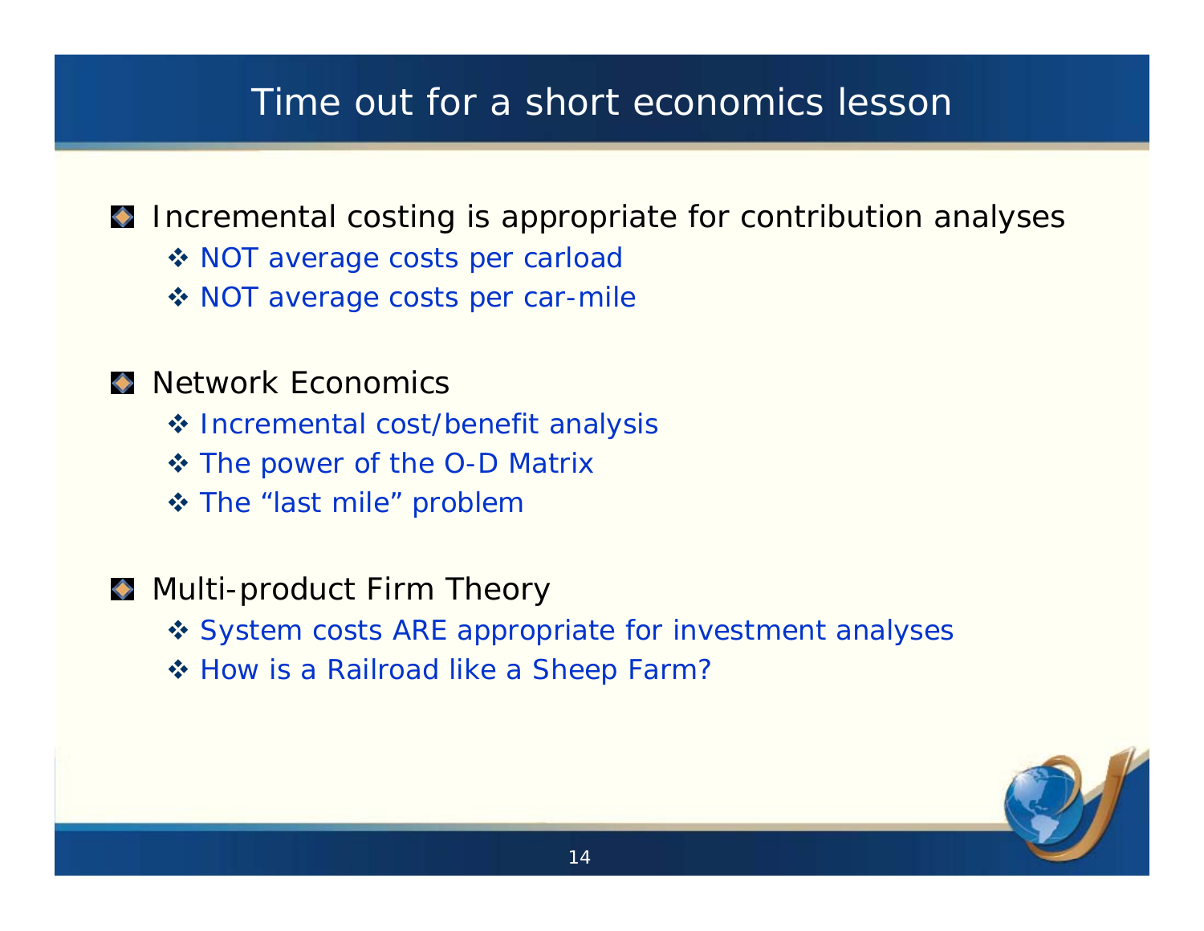# Time out for a short economics lesson

- Incremental costing is appropriate for contribution analyses
  - NOT average costs per carload
  - NOT average costs per car-mile

- Network Economics
  - Incremental cost/benefit analysis
  - The power of the O-D Matrix
  - The "last mile" problem

- Multi-product Firm Theory
  - System costs ARE appropriate for investment analyses
  - How is a Railroad like a Sheep Farm?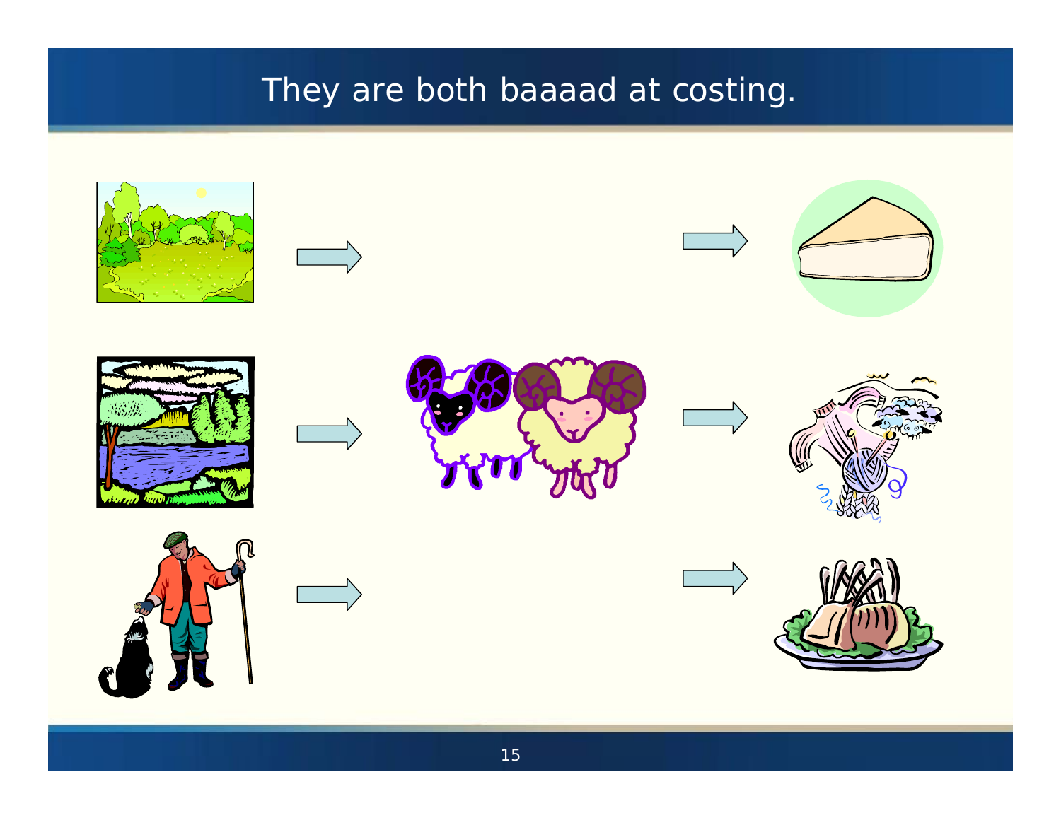# They are both baaaad at costing.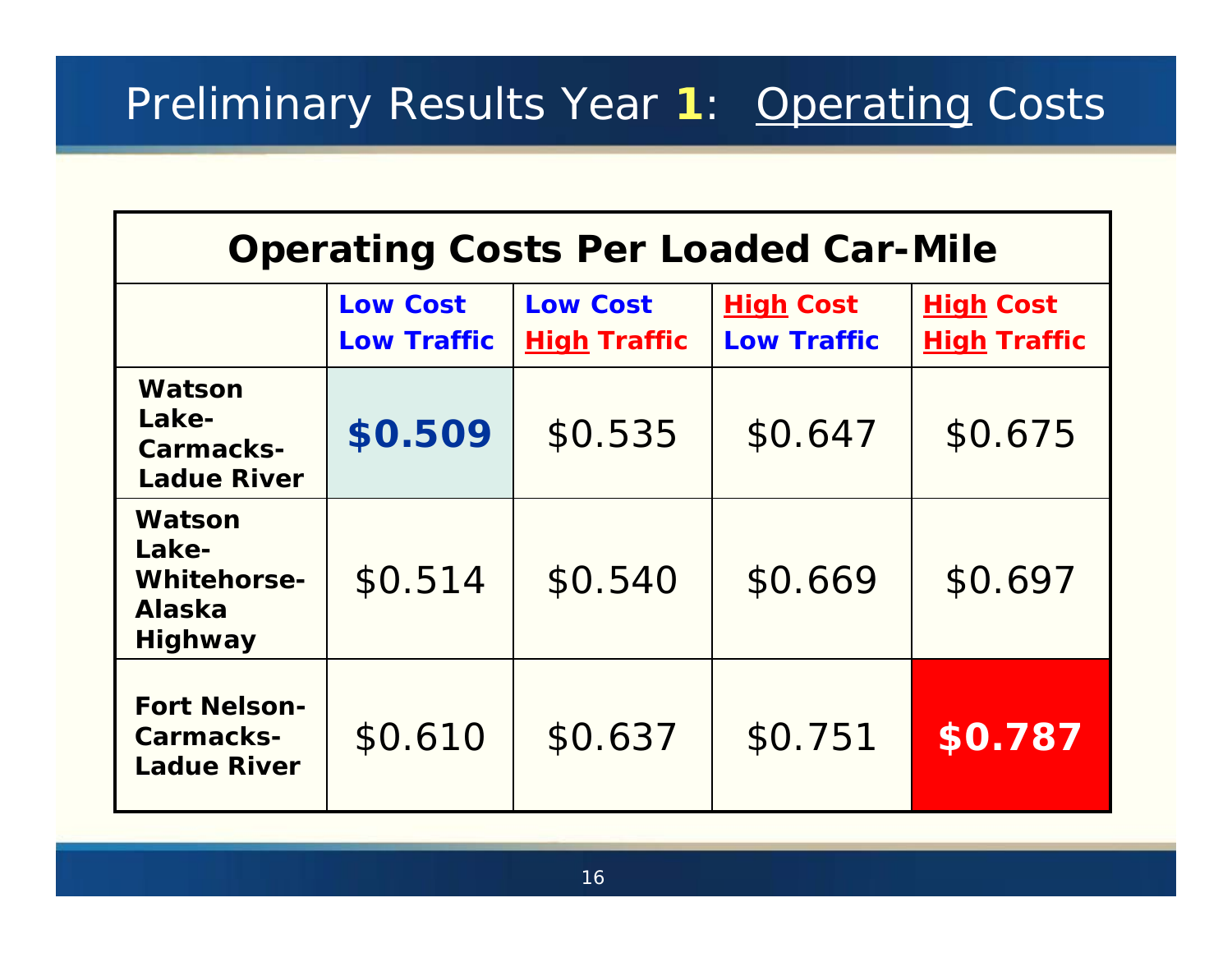# Preliminary Results Year **1**: Operating Costs

| Operating Costs Per Loaded Car-Mile | | | | |
|---|---|---|---|---|
| | **Low Cost Low Traffic** | **Low Cost High Traffic** | **High Cost Low Traffic** | **High Cost High Traffic** |
| **Watson Lake-Carmacks-Ladue River** | **$0.509** | $0.535 | $0.647 | $0.675 |
| **Watson Lake-Whitehorse-Alaska Highway** | $0.514 | $0.540 | $0.669 | $0.697 |
| **Fort Nelson-Carmacks-Ladue River** | $0.610 | $0.637 | $0.751 | **$0.787** |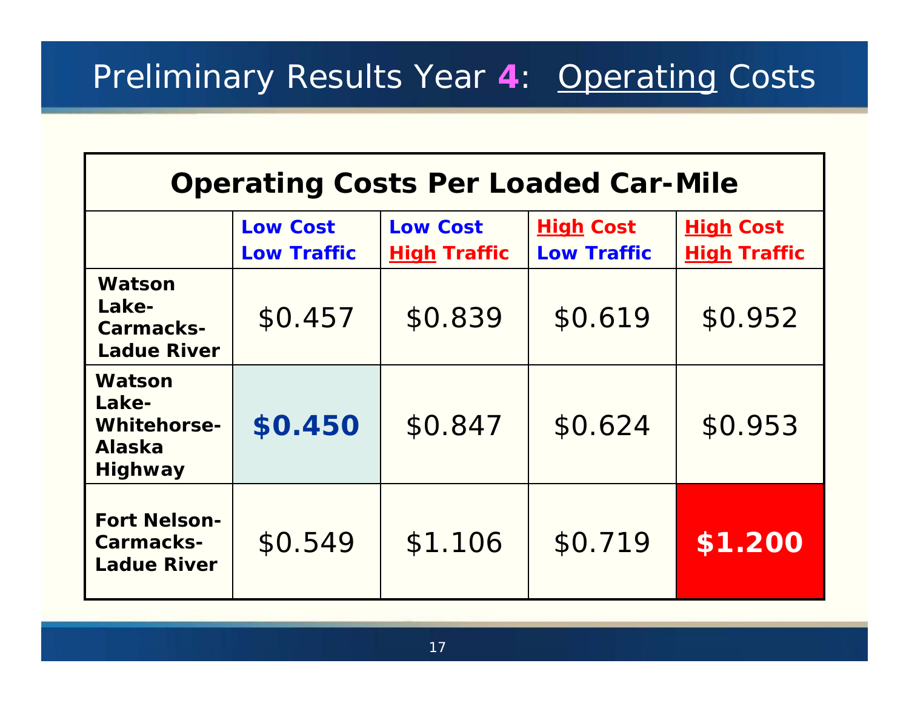# Preliminary Results Year **4**: Operating Costs

| **Operating Costs Per Loaded Car-Mile** | | | | |
|---|---|---|---|---|
| | **Low Cost Low Traffic** | **Low Cost High Traffic** | **High Cost Low Traffic** | **High Cost High Traffic** |
| **Watson Lake-Carmacks-Ladue River** | $0.457 | $0.839 | $0.619 | $0.952 |
| **Watson Lake-Whitehorse-Alaska Highway** | **$0.450** | $0.847 | $0.624 | $0.953 |
| **Fort Nelson-Carmacks-Ladue River** | $0.549 | $1.106 | $0.719 | **$1.200** |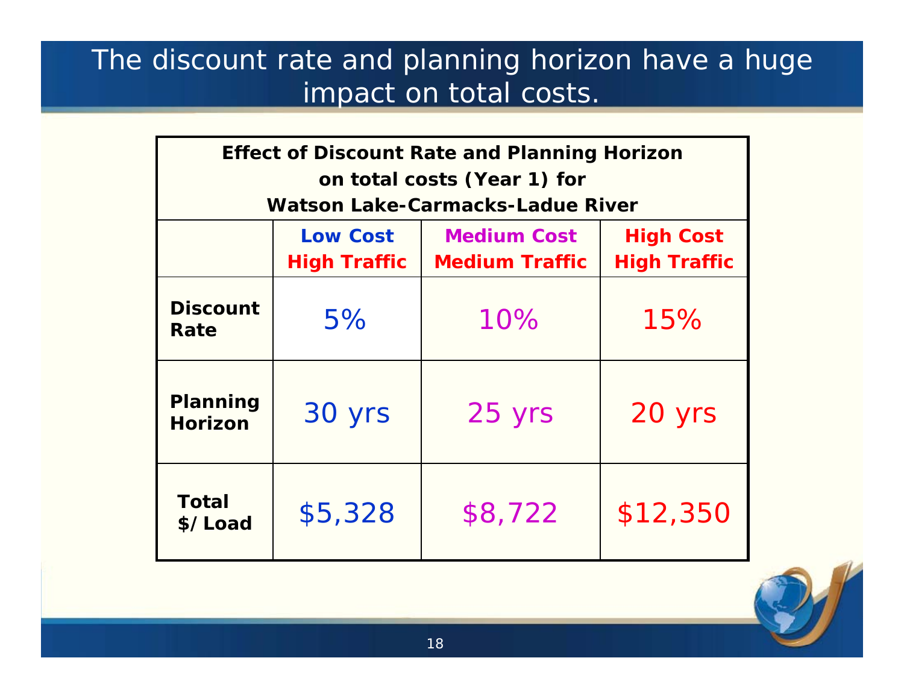# The discount rate and planning horizon have a huge impact on total costs.

| Effect of Discount Rate and Planning Horizon on total costs (Year 1) for Watson Lake-Carmacks-Ladue River | | | |
|---|---|---|---|
| | **Low Cost High Traffic** | **Medium Cost Medium Traffic** | **High Cost High Traffic** |
| **Discount Rate** | 5% | 10% | 15% |
| **Planning Horizon** | 30 yrs | 25 yrs | 20 yrs |
| **Total $/Load** | $5,328 | $8,722 | $12,350 |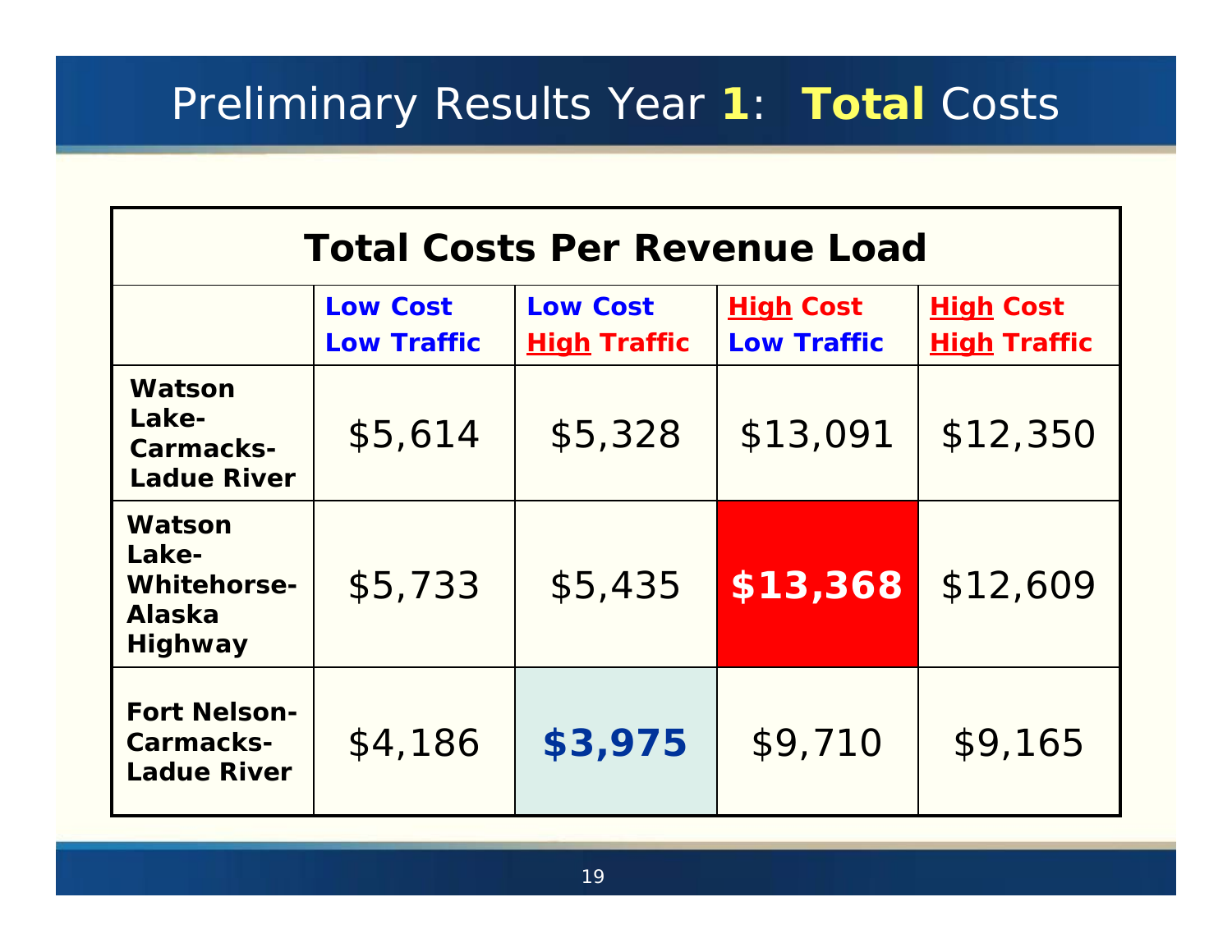# Preliminary Results Year **1**: **Total** Costs

| Total Costs Per Revenue Load | | | | |
|---|---|---|---|---|
| | **Low Cost Low Traffic** | **Low Cost High Traffic** | **High Cost Low Traffic** | **High Cost High Traffic** |
| **Watson Lake-Carmacks-Ladue River** | $5,614 | $5,328 | $13,091 | $12,350 |
| **Watson Lake-Whitehorse-Alaska Highway** | $5,733 | $5,435 | **$13,368** | $12,609 |
| **Fort Nelson-Carmacks-Ladue River** | $4,186 | **$3,975** | $9,710 | $9,165 |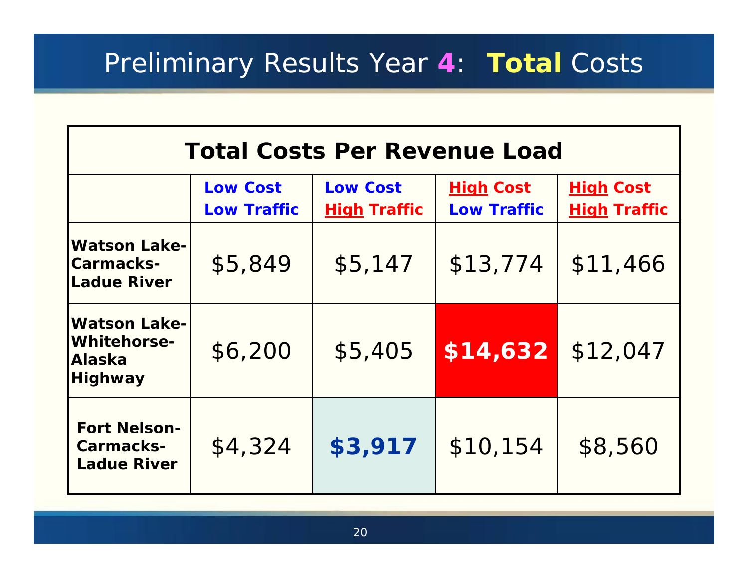# Preliminary Results Year 4: Total Costs

| Total Costs Per Revenue Load | | | | |
|---|---|---|---|---|
| | **Low Cost Low Traffic** | **Low Cost High Traffic** | **High Cost Low Traffic** | **High Cost High Traffic** |
| **Watson Lake-Carmacks-Ladue River** | $5,849 | $5,147 | $13,774 | $11,466 |
| **Watson Lake-Whitehorse-Alaska Highway** | $6,200 | $5,405 | **$14,632** | $12,047 |
| **Fort Nelson-Carmacks-Ladue River** | $4,324 | **$3,917** | $10,154 | $8,560 |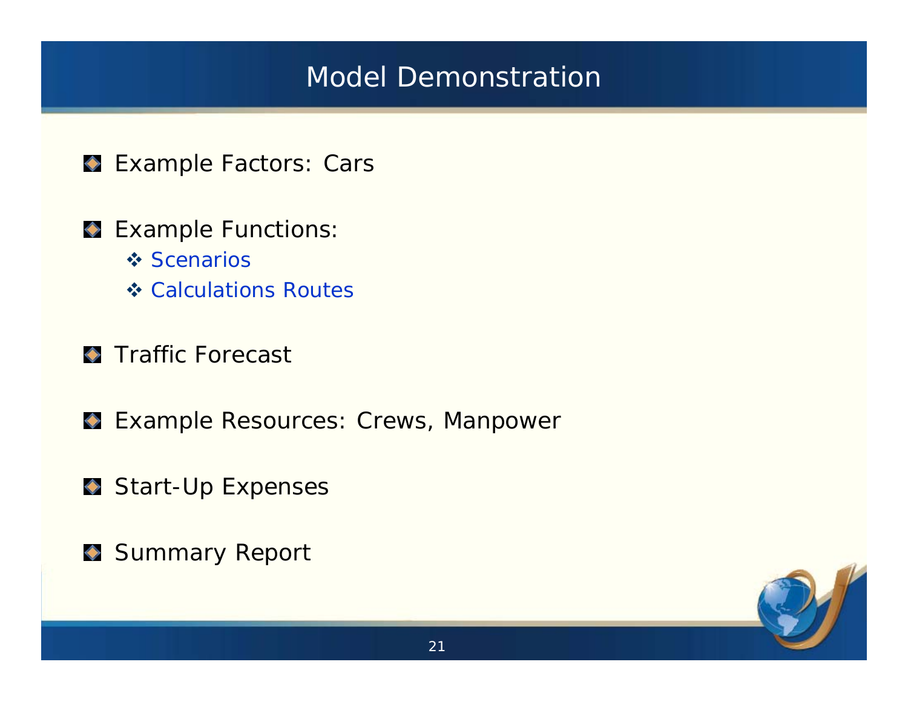# Model Demonstration

- Example Factors: Cars
- Example Functions:
  - Scenarios
  - Calculations Routes
- Traffic Forecast
- Example Resources: Crews, Manpower
- Start-Up Expenses
- Summary Report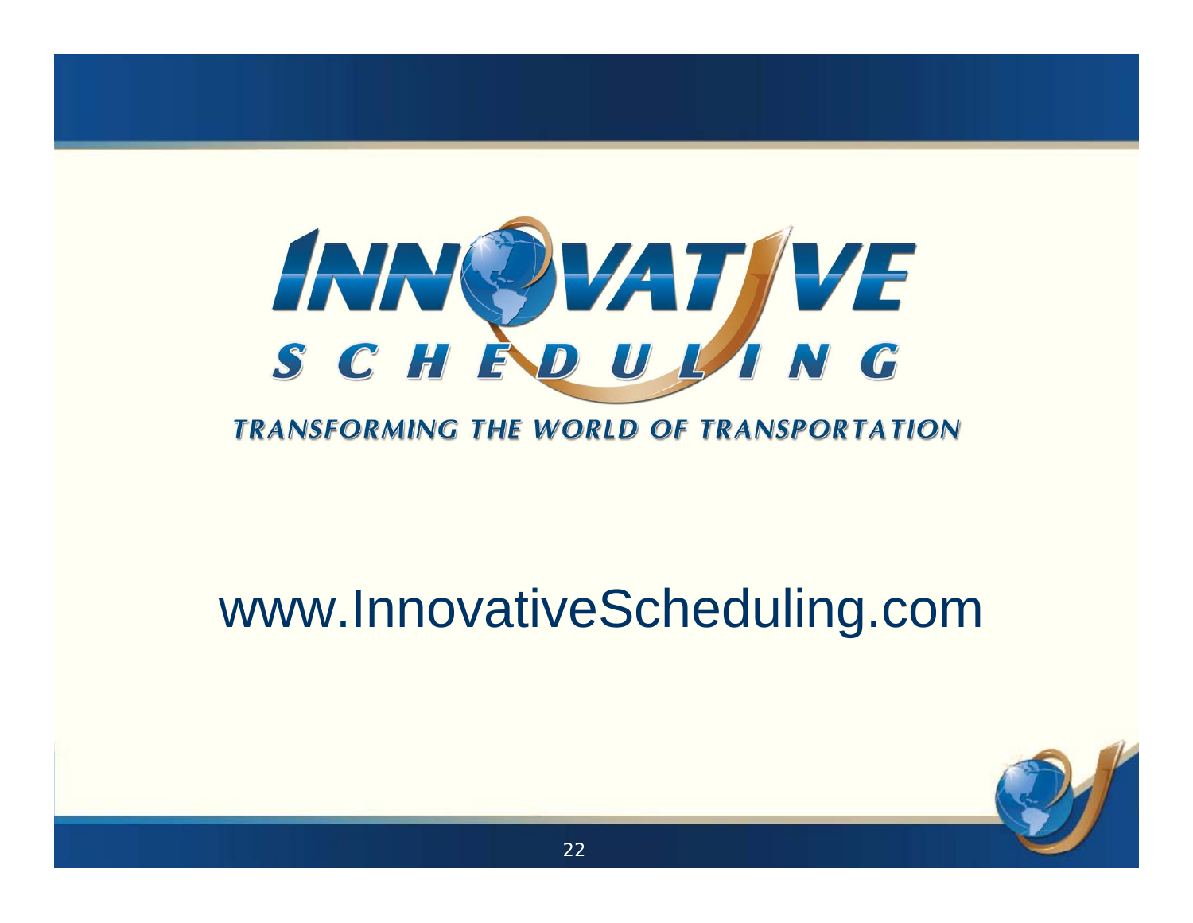INNOVATIVE SCHEDULING

TRANSFORMING THE WORLD OF TRANSPORTATION

www.InnovativeScheduling.com